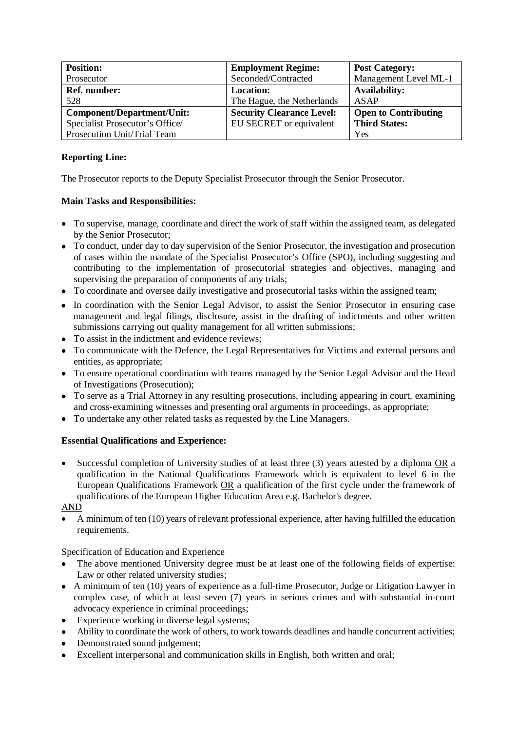| | | |
|---|---|---|
| **Position:**<br>Prosecutor | **Employment Regime:**<br>Seconded/Contracted | **Post Category:**<br>Management Level ML-1 |
| **Ref. number:**<br>528 | **Location:**<br>The Hague, the Netherlands | **Availability:**<br>ASAP |
| **Component/Department/Unit:**<br>Specialist Prosecutor's Office/<br>Prosecution Unit/Trial Team | **Security Clearance Level:**<br>EU SECRET or equivalent | **Open to Contributing Third States:**<br>Yes |

**Reporting Line:**

The Prosecutor reports to the Deputy Specialist Prosecutor through the Senior Prosecutor.

**Main Tasks and Responsibilities:**

- To supervise, manage, coordinate and direct the work of staff within the assigned team, as delegated by the Senior Prosecutor;
- To conduct, under day to day supervision of the Senior Prosecutor, the investigation and prosecution of cases within the mandate of the Specialist Prosecutor's Office (SPO), including suggesting and contributing to the implementation of prosecutorial strategies and objectives, managing and supervising the preparation of components of any trials;
- To coordinate and oversee daily investigative and prosecutorial tasks within the assigned team;
- In coordination with the Senior Legal Advisor, to assist the Senior Prosecutor in ensuring case management and legal filings, disclosure, assist in the drafting of indictments and other written submissions carrying out quality management for all written submissions;
- To assist in the indictment and evidence reviews;
- To communicate with the Defence, the Legal Representatives for Victims and external persons and entities, as appropriate;
- To ensure operational coordination with teams managed by the Senior Legal Advisor and the Head of Investigations (Prosecution);
- To serve as a Trial Attorney in any resulting prosecutions, including appearing in court, examining and cross-examining witnesses and presenting oral arguments in proceedings, as appropriate;
- To undertake any other related tasks as requested by the Line Managers.

**Essential Qualifications and Experience:**

- Successful completion of University studies of at least three (3) years attested by a diploma OR a qualification in the National Qualifications Framework which is equivalent to level 6 in the European Qualifications Framework OR a qualification of the first cycle under the framework of qualifications of the European Higher Education Area e.g. Bachelor's degree.

AND

- A minimum of ten (10) years of relevant professional experience, after having fulfilled the education requirements.

Specification of Education and Experience

- The above mentioned University degree must be at least one of the following fields of expertise: Law or other related university studies;
- A minimum of ten (10) years of experience as a full-time Prosecutor, Judge or Litigation Lawyer in complex case, of which at least seven (7) years in serious crimes and with substantial in-court advocacy experience in criminal proceedings;
- Experience working in diverse legal systems;
- Ability to coordinate the work of others, to work towards deadlines and handle concurrent activities;
- Demonstrated sound judgement;
- Excellent interpersonal and communication skills in English, both written and oral;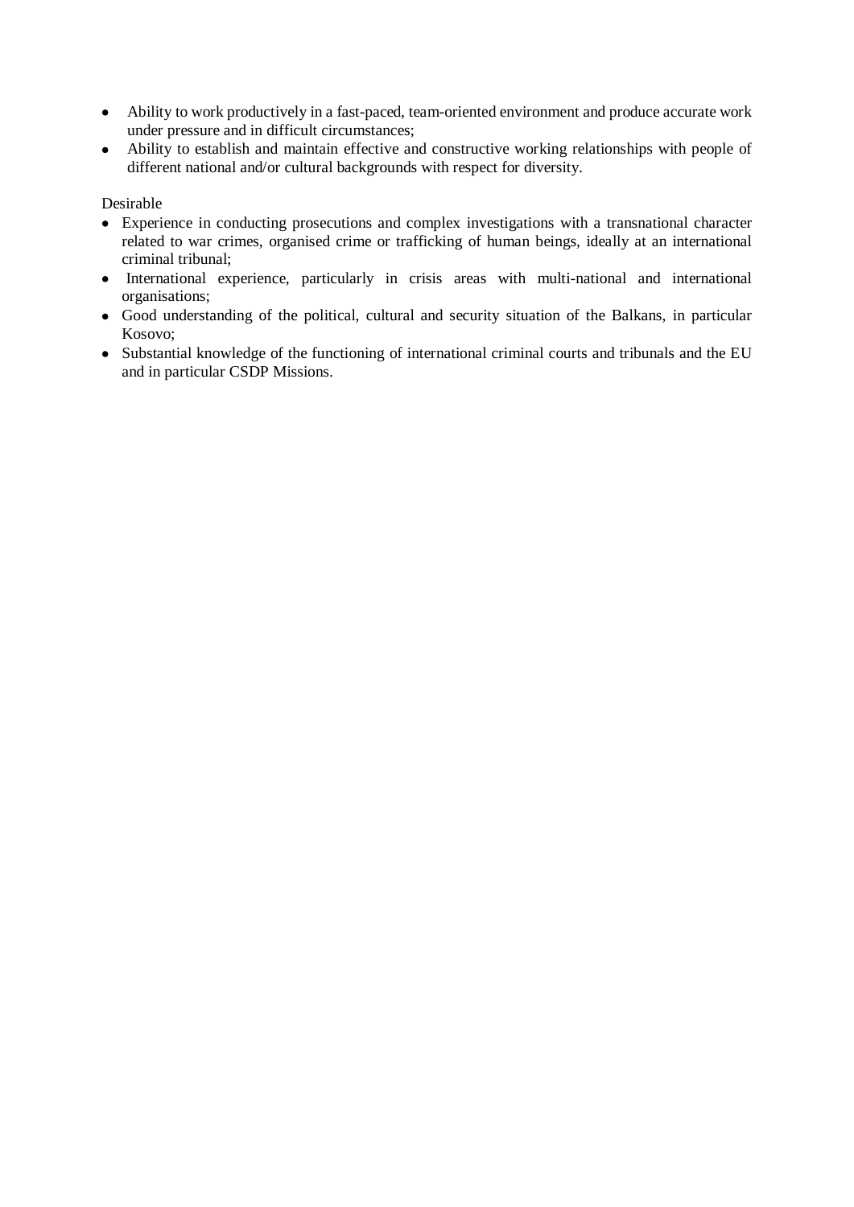- Ability to work productively in a fast-paced, team-oriented environment and produce accurate work under pressure and in difficult circumstances;
- Ability to establish and maintain effective and constructive working relationships with people of different national and/or cultural backgrounds with respect for diversity.

Desirable

- Experience in conducting prosecutions and complex investigations with a transnational character related to war crimes, organised crime or trafficking of human beings, ideally at an international criminal tribunal;
- International experience, particularly in crisis areas with multi-national and international organisations;
- Good understanding of the political, cultural and security situation of the Balkans, in particular Kosovo;
- Substantial knowledge of the functioning of international criminal courts and tribunals and the EU and in particular CSDP Missions.